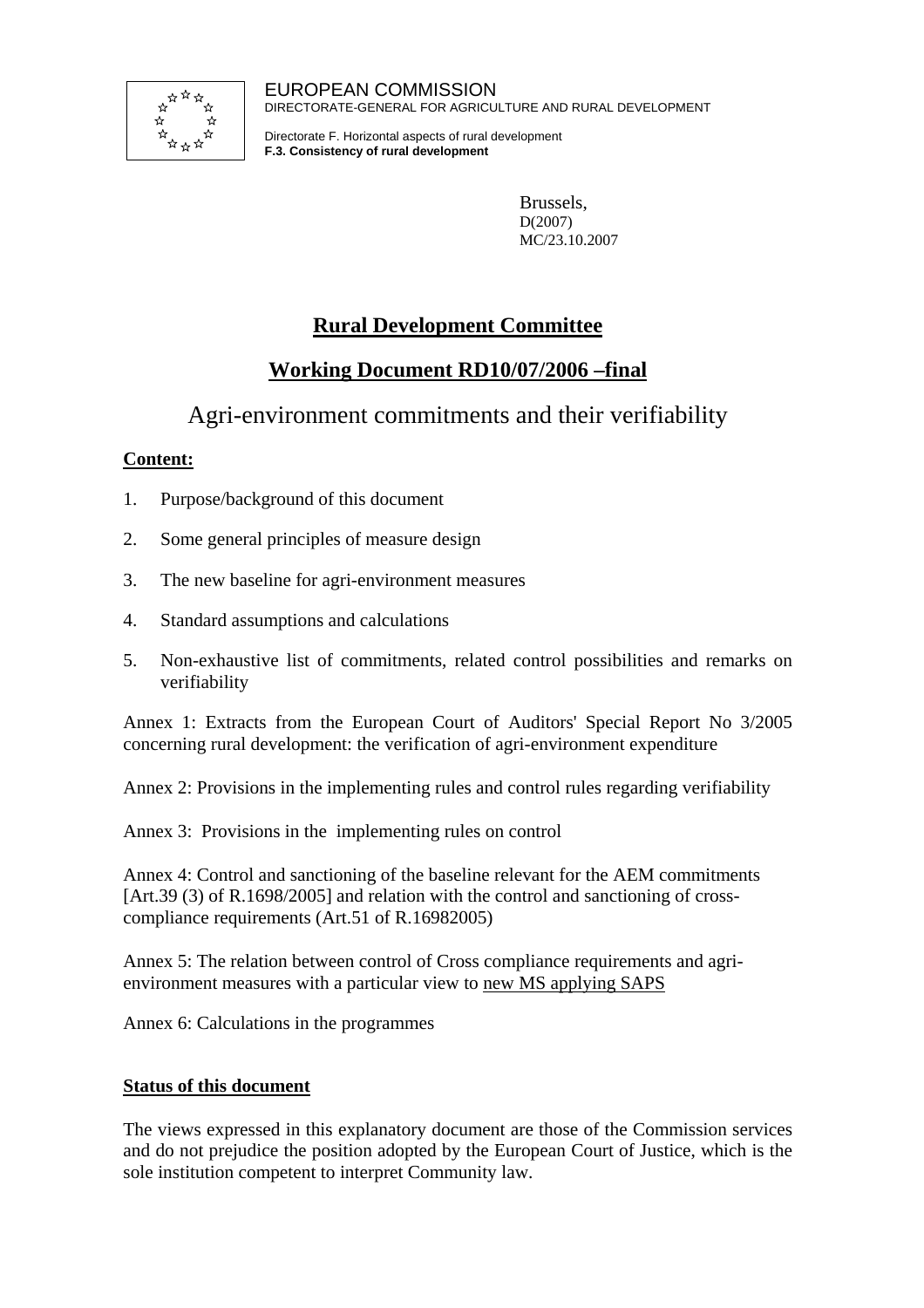EUROPEAN COMMISSION
DIRECTORATE-GENERAL FOR AGRICULTURE AND RURAL DEVELOPMENT

Directorate F. Horizontal aspects of rural development
**F.3. Consistency of rural development**

Brussels,
D(2007)
MC/23.10.2007

# Rural Development Committee

## Working Document RD10/07/2006 –final

## Agri-environment commitments and their verifiability

**Content:**

1. Purpose/background of this document
2. Some general principles of measure design
3. The new baseline for agri-environment measures
4. Standard assumptions and calculations
5. Non-exhaustive list of commitments, related control possibilities and remarks on verifiability

Annex 1: Extracts from the European Court of Auditors' Special Report No 3/2005 concerning rural development: the verification of agri-environment expenditure

Annex 2: Provisions in the implementing rules and control rules regarding verifiability

Annex 3: Provisions in the implementing rules on control

Annex 4: Control and sanctioning of the baseline relevant for the AEM commitments [Art.39 (3) of R.1698/2005] and relation with the control and sanctioning of cross-compliance requirements (Art.51 of R.16982005)

Annex 5: The relation between control of Cross compliance requirements and agri-environment measures with a particular view to new MS applying SAPS

Annex 6: Calculations in the programmes

**Status of this document**

The views expressed in this explanatory document are those of the Commission services and do not prejudice the position adopted by the European Court of Justice, which is the sole institution competent to interpret Community law.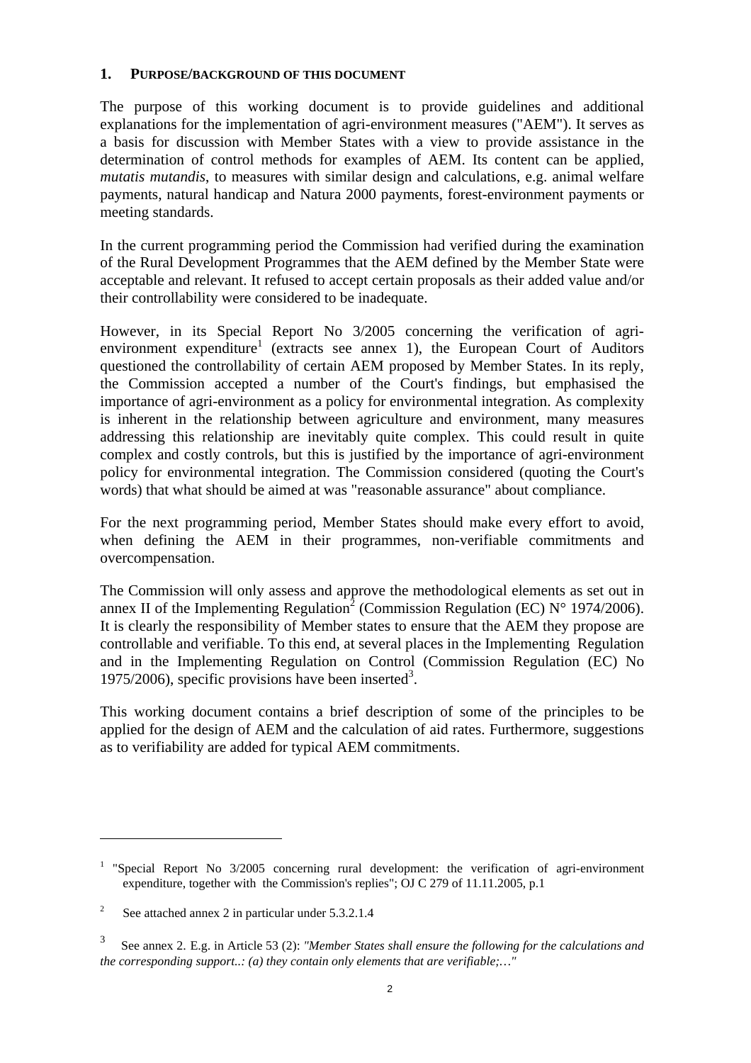## 1. PURPOSE/BACKGROUND OF THIS DOCUMENT

The purpose of this working document is to provide guidelines and additional explanations for the implementation of agri-environment measures ("AEM"). It serves as a basis for discussion with Member States with a view to provide assistance in the determination of control methods for examples of AEM. Its content can be applied, *mutatis mutandis*, to measures with similar design and calculations, e.g. animal welfare payments, natural handicap and Natura 2000 payments, forest-environment payments or meeting standards.

In the current programming period the Commission had verified during the examination of the Rural Development Programmes that the AEM defined by the Member State were acceptable and relevant. It refused to accept certain proposals as their added value and/or their controllability were considered to be inadequate.

However, in its Special Report No 3/2005 concerning the verification of agri-environment expenditure[1] (extracts see annex 1), the European Court of Auditors questioned the controllability of certain AEM proposed by Member States. In its reply, the Commission accepted a number of the Court's findings, but emphasised the importance of agri-environment as a policy for environmental integration. As complexity is inherent in the relationship between agriculture and environment, many measures addressing this relationship are inevitably quite complex. This could result in quite complex and costly controls, but this is justified by the importance of agri-environment policy for environmental integration. The Commission considered (quoting the Court's words) that what should be aimed at was "reasonable assurance" about compliance.

For the next programming period, Member States should make every effort to avoid, when defining the AEM in their programmes, non-verifiable commitments and overcompensation.

The Commission will only assess and approve the methodological elements as set out in annex II of the Implementing Regulation[2] (Commission Regulation (EC) N° 1974/2006). It is clearly the responsibility of Member states to ensure that the AEM they propose are controllable and verifiable. To this end, at several places in the Implementing Regulation and in the Implementing Regulation on Control (Commission Regulation (EC) No 1975/2006), specific provisions have been inserted[3].

This working document contains a brief description of some of the principles to be applied for the design of AEM and the calculation of aid rates. Furthermore, suggestions as to verifiability are added for typical AEM commitments.

---

[1] "Special Report No 3/2005 concerning rural development: the verification of agri-environment expenditure, together with the Commission's replies"; OJ C 279 of 11.11.2005, p.1

[2] See attached annex 2 in particular under 5.3.2.1.4

[3] See annex 2. E.g. in Article 53 (2): *"Member States shall ensure the following for the calculations and the corresponding support..: (a) they contain only elements that are verifiable;…"*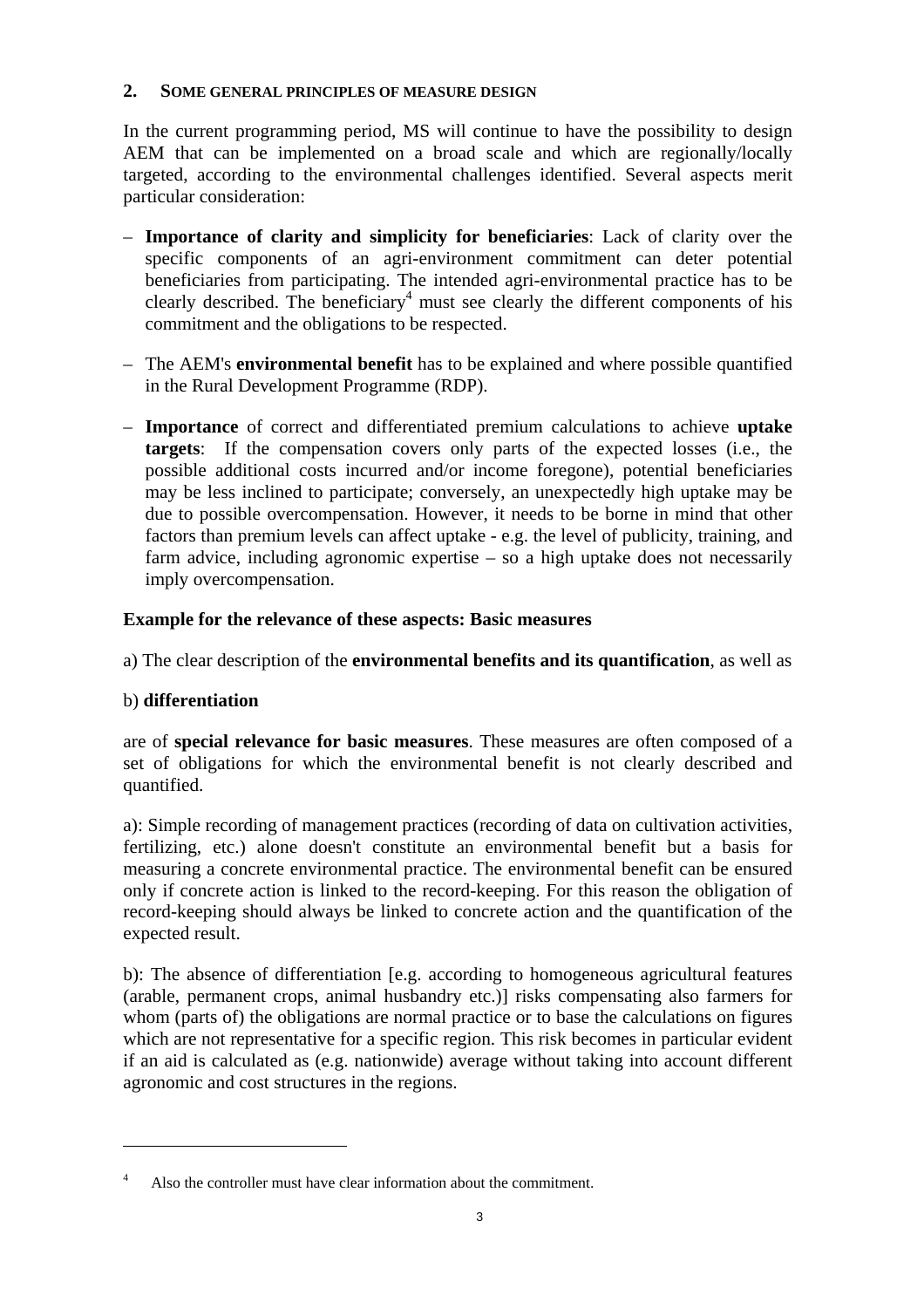## 2. Some general principles of measure design

In the current programming period, MS will continue to have the possibility to design AEM that can be implemented on a broad scale and which are regionally/locally targeted, according to the environmental challenges identified. Several aspects merit particular consideration:

– **Importance of clarity and simplicity for beneficiaries**: Lack of clarity over the specific components of an agri-environment commitment can deter potential beneficiaries from participating. The intended agri-environmental practice has to be clearly described. The beneficiary[4] must see clearly the different components of his commitment and the obligations to be respected.

– The AEM's **environmental benefit** has to be explained and where possible quantified in the Rural Development Programme (RDP).

– **Importance** of correct and differentiated premium calculations to achieve **uptake targets**: If the compensation covers only parts of the expected losses (i.e., the possible additional costs incurred and/or income foregone), potential beneficiaries may be less inclined to participate; conversely, an unexpectedly high uptake may be due to possible overcompensation. However, it needs to be borne in mind that other factors than premium levels can affect uptake - e.g. the level of publicity, training, and farm advice, including agronomic expertise – so a high uptake does not necessarily imply overcompensation.

**Example for the relevance of these aspects: Basic measures**

a) The clear description of the **environmental benefits and its quantification**, as well as

b) **differentiation**

are of **special relevance for basic measures**. These measures are often composed of a set of obligations for which the environmental benefit is not clearly described and quantified.

a): Simple recording of management practices (recording of data on cultivation activities, fertilizing, etc.) alone doesn't constitute an environmental benefit but a basis for measuring a concrete environmental practice. The environmental benefit can be ensured only if concrete action is linked to the record-keeping. For this reason the obligation of record-keeping should always be linked to concrete action and the quantification of the expected result.

b): The absence of differentiation [e.g. according to homogeneous agricultural features (arable, permanent crops, animal husbandry etc.)] risks compensating also farmers for whom (parts of) the obligations are normal practice or to base the calculations on figures which are not representative for a specific region. This risk becomes in particular evident if an aid is calculated as (e.g. nationwide) average without taking into account different agronomic and cost structures in the regions.

---

[4] Also the controller must have clear information about the commitment.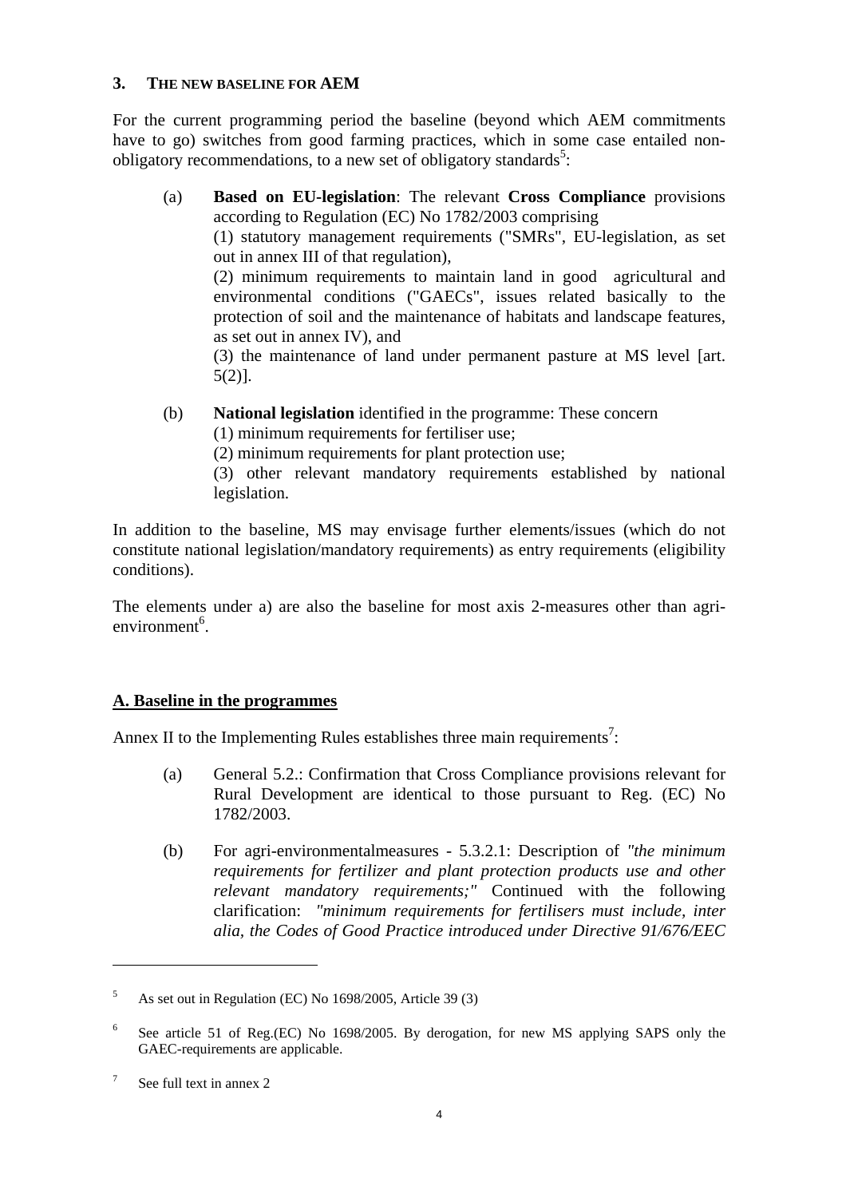## 3. THE NEW BASELINE FOR AEM

For the current programming period the baseline (beyond which AEM commitments have to go) switches from good farming practices, which in some case entailed non-obligatory recommendations, to a new set of obligatory standards[5]:

(a) **Based on EU-legislation**: The relevant **Cross Compliance** provisions according to Regulation (EC) No 1782/2003 comprising
(1) statutory management requirements ("SMRs", EU-legislation, as set out in annex III of that regulation),
(2) minimum requirements to maintain land in good agricultural and environmental conditions ("GAECs", issues related basically to the protection of soil and the maintenance of habitats and landscape features, as set out in annex IV), and
(3) the maintenance of land under permanent pasture at MS level [art. 5(2)].

(b) **National legislation** identified in the programme: These concern
(1) minimum requirements for fertiliser use;
(2) minimum requirements for plant protection use;
(3) other relevant mandatory requirements established by national legislation.

In addition to the baseline, MS may envisage further elements/issues (which do not constitute national legislation/mandatory requirements) as entry requirements (eligibility conditions).

The elements under a) are also the baseline for most axis 2-measures other than agri-environment[6].

**A. Baseline in the programmes**

Annex II to the Implementing Rules establishes three main requirements[7]:

(a) General 5.2.: Confirmation that Cross Compliance provisions relevant for Rural Development are identical to those pursuant to Reg. (EC) No 1782/2003.

(b) For agri-environmentalmeasures - 5.3.2.1: Description of *"the minimum requirements for fertilizer and plant protection products use and other relevant mandatory requirements;"* Continued with the following clarification: *"minimum requirements for fertilisers must include, inter alia, the Codes of Good Practice introduced under Directive 91/676/EEC*

---

[5] As set out in Regulation (EC) No 1698/2005, Article 39 (3)

[6] See article 51 of Reg.(EC) No 1698/2005. By derogation, for new MS applying SAPS only the GAEC-requirements are applicable.

[7] See full text in annex 2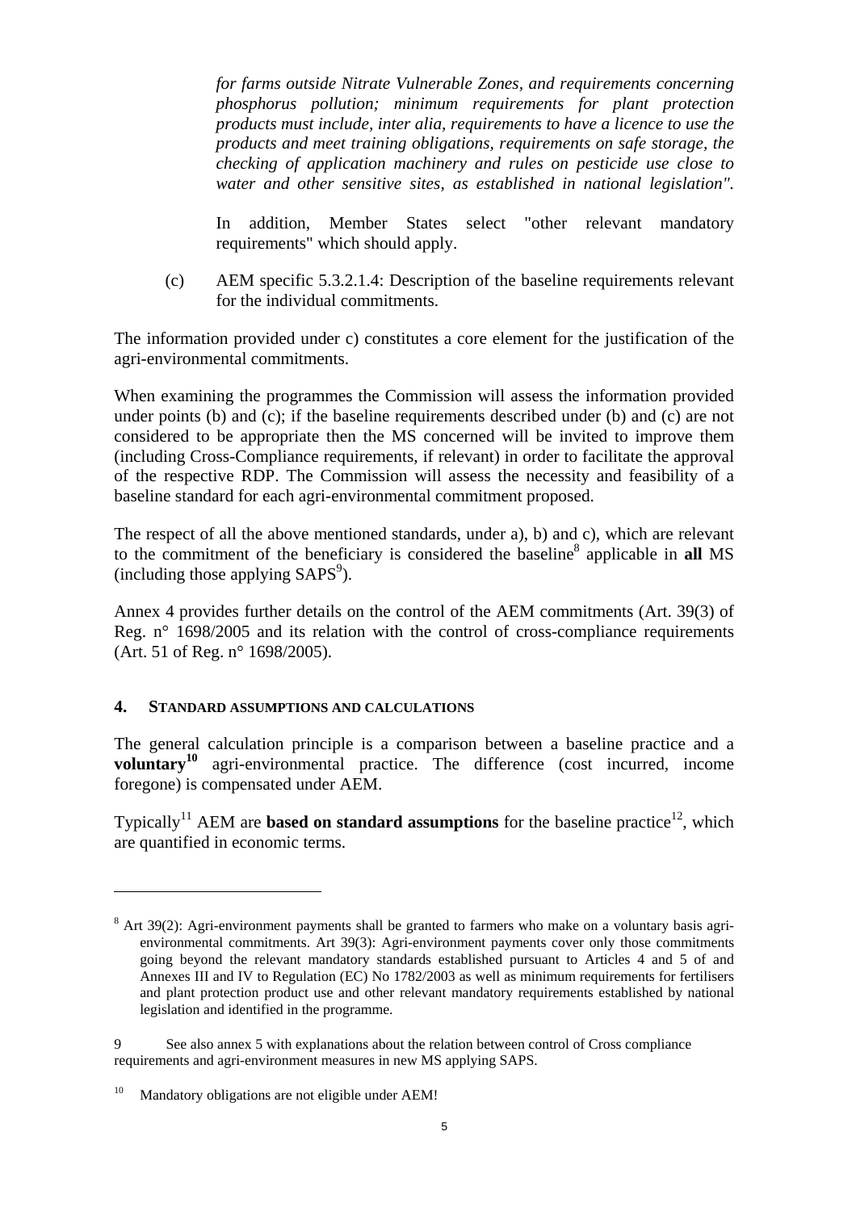*for farms outside Nitrate Vulnerable Zones, and requirements concerning phosphorus pollution; minimum requirements for plant protection products must include, inter alia, requirements to have a licence to use the products and meet training obligations, requirements on safe storage, the checking of application machinery and rules on pesticide use close to water and other sensitive sites, as established in national legislation".*

In addition, Member States select "other relevant mandatory requirements" which should apply.

(c) AEM specific 5.3.2.1.4: Description of the baseline requirements relevant for the individual commitments.

The information provided under c) constitutes a core element for the justification of the agri-environmental commitments.

When examining the programmes the Commission will assess the information provided under points (b) and (c); if the baseline requirements described under (b) and (c) are not considered to be appropriate then the MS concerned will be invited to improve them (including Cross-Compliance requirements, if relevant) in order to facilitate the approval of the respective RDP. The Commission will assess the necessity and feasibility of a baseline standard for each agri-environmental commitment proposed.

The respect of all the above mentioned standards, under a), b) and c), which are relevant to the commitment of the beneficiary is considered the baseline[8] applicable in **all** MS (including those applying SAPS[9]).

Annex 4 provides further details on the control of the AEM commitments (Art. 39(3) of Reg. n° 1698/2005 and its relation with the control of cross-compliance requirements (Art. 51 of Reg. n° 1698/2005).

## 4. Standard assumptions and calculations

The general calculation principle is a comparison between a baseline practice and a **voluntary[10]** agri-environmental practice. The difference (cost incurred, income foregone) is compensated under AEM.

Typically[11] AEM are **based on standard assumptions** for the baseline practice[12], which are quantified in economic terms.

---

[8] Art 39(2): Agri-environment payments shall be granted to farmers who make on a voluntary basis agri-environmental commitments. Art 39(3): Agri-environment payments cover only those commitments going beyond the relevant mandatory standards established pursuant to Articles 4 and 5 of and Annexes III and IV to Regulation (EC) No 1782/2003 as well as minimum requirements for fertilisers and plant protection product use and other relevant mandatory requirements established by national legislation and identified in the programme.

[9] See also annex 5 with explanations about the relation between control of Cross compliance requirements and agri-environment measures in new MS applying SAPS.

[10] Mandatory obligations are not eligible under AEM!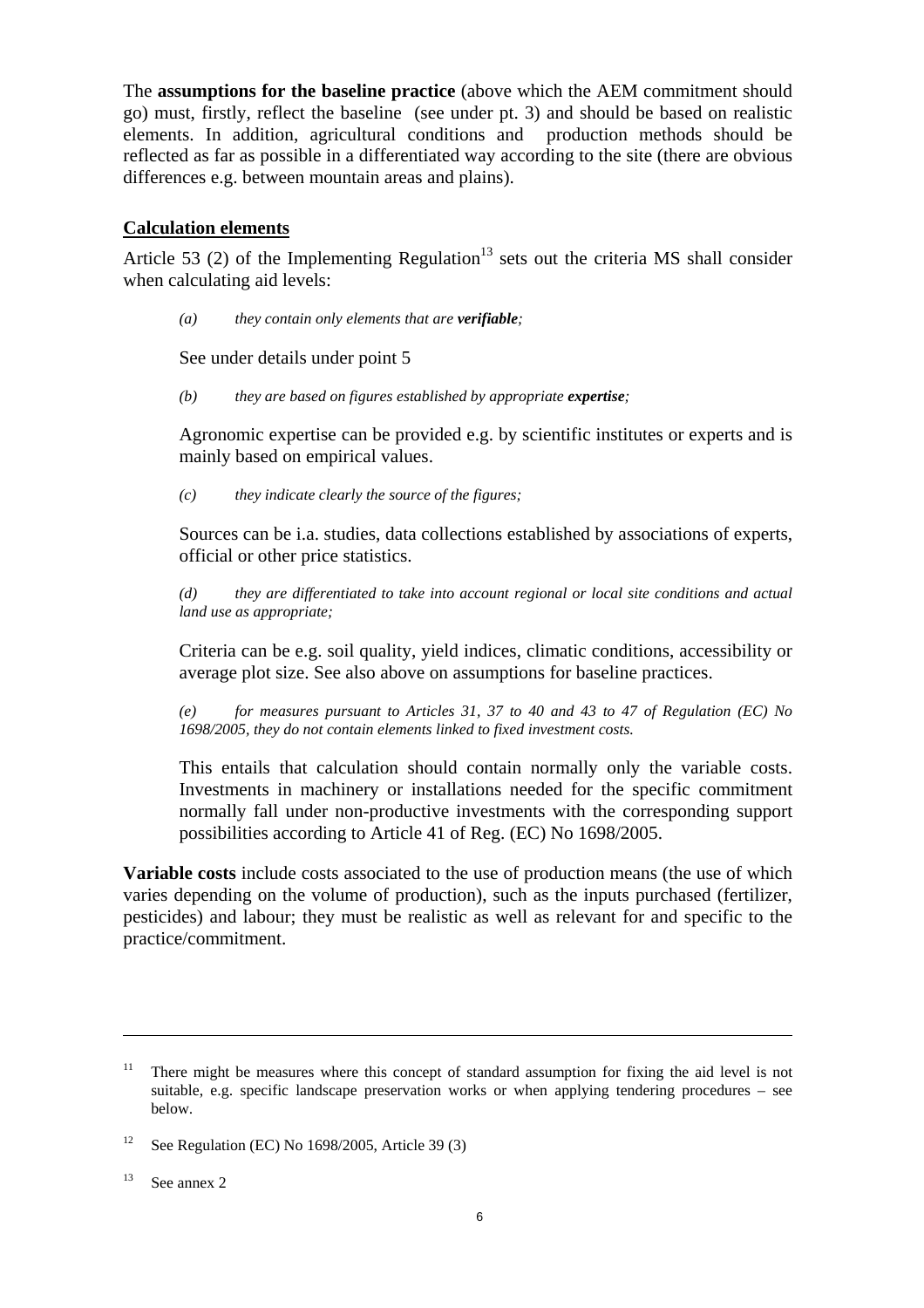The **assumptions for the baseline practice** (above which the AEM commitment should go) must, firstly, reflect the baseline (see under pt. 3) and should be based on realistic elements. In addition, agricultural conditions and production methods should be reflected as far as possible in a differentiated way according to the site (there are obvious differences e.g. between mountain areas and plains).

**Calculation elements**

Article 53 (2) of the Implementing Regulation[13] sets out the criteria MS shall consider when calculating aid levels:

> *(a) they contain only elements that are* ***verifiable****;*
>
> See under details under point 5
>
> *(b) they are based on figures established by appropriate* ***expertise****;*
>
> Agronomic expertise can be provided e.g. by scientific institutes or experts and is mainly based on empirical values.
>
> *(c) they indicate clearly the source of the figures;*
>
> Sources can be i.a. studies, data collections established by associations of experts, official or other price statistics.
>
> *(d) they are differentiated to take into account regional or local site conditions and actual land use as appropriate;*
>
> Criteria can be e.g. soil quality, yield indices, climatic conditions, accessibility or average plot size. See also above on assumptions for baseline practices.
>
> *(e) for measures pursuant to Articles 31, 37 to 40 and 43 to 47 of Regulation (EC) No 1698/2005, they do not contain elements linked to fixed investment costs.*
>
> This entails that calculation should contain normally only the variable costs. Investments in machinery or installations needed for the specific commitment normally fall under non-productive investments with the corresponding support possibilities according to Article 41 of Reg. (EC) No 1698/2005.

**Variable costs** include costs associated to the use of production means (the use of which varies depending on the volume of production), such as the inputs purchased (fertilizer, pesticides) and labour; they must be realistic as well as relevant for and specific to the practice/commitment.

---

[11] There might be measures where this concept of standard assumption for fixing the aid level is not suitable, e.g. specific landscape preservation works or when applying tendering procedures – see below.

[12] See Regulation (EC) No 1698/2005, Article 39 (3)

[13] See annex 2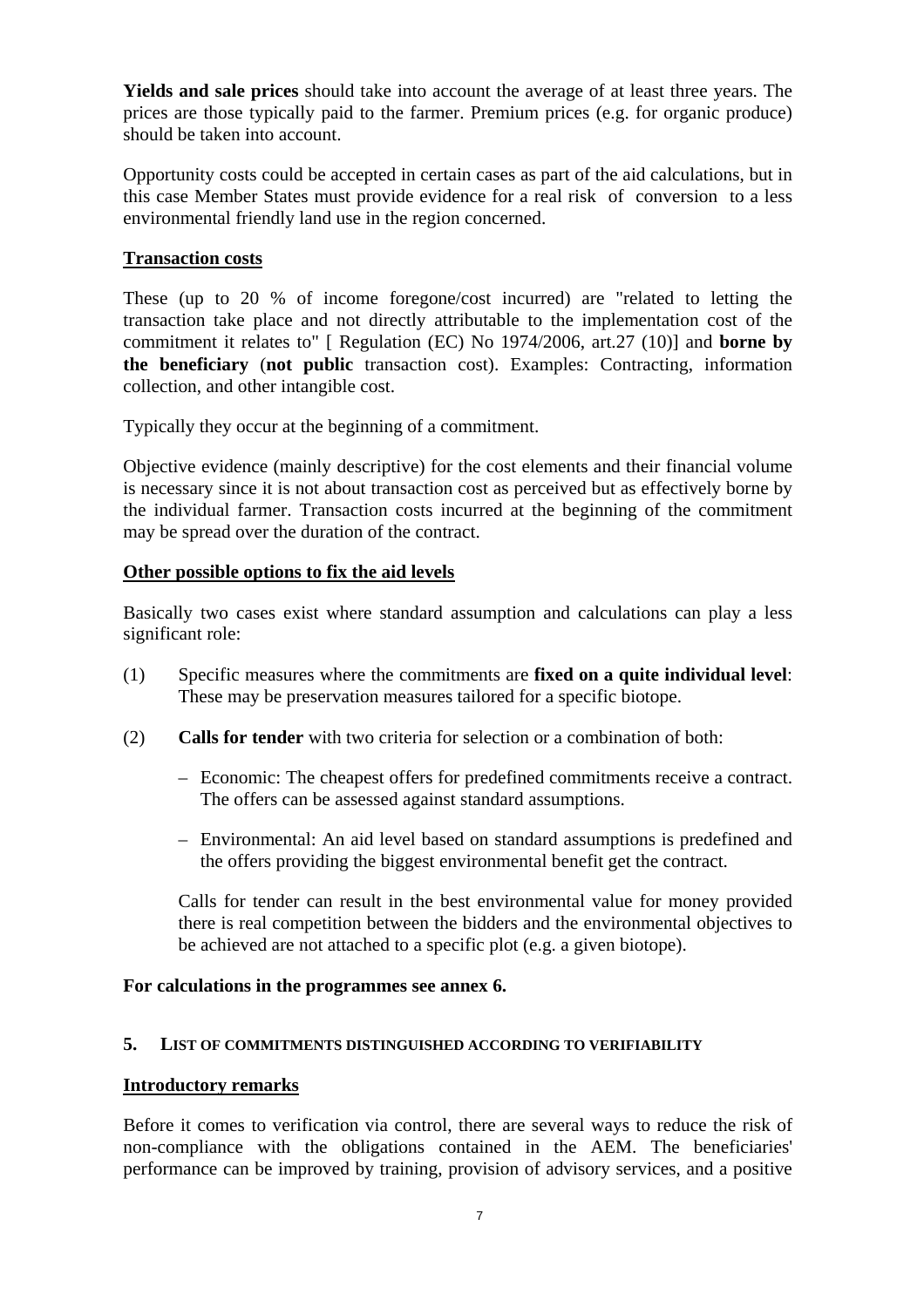**Yields and sale prices** should take into account the average of at least three years. The prices are those typically paid to the farmer. Premium prices (e.g. for organic produce) should be taken into account.

Opportunity costs could be accepted in certain cases as part of the aid calculations, but in this case Member States must provide evidence for a real risk of conversion to a less environmental friendly land use in the region concerned.

<u>**Transaction costs**</u>

These (up to 20 % of income foregone/cost incurred) are "related to letting the transaction take place and not directly attributable to the implementation cost of the commitment it relates to" [ Regulation (EC) No 1974/2006, art.27 (10)] and **borne by the beneficiary** (**not public** transaction cost). Examples: Contracting, information collection, and other intangible cost.

Typically they occur at the beginning of a commitment.

Objective evidence (mainly descriptive) for the cost elements and their financial volume is necessary since it is not about transaction cost as perceived but as effectively borne by the individual farmer. Transaction costs incurred at the beginning of the commitment may be spread over the duration of the contract.

<u>**Other possible options to fix the aid levels**</u>

Basically two cases exist where standard assumption and calculations can play a less significant role:

(1) Specific measures where the commitments are **fixed on a quite individual level**: These may be preservation measures tailored for a specific biotope.

(2) **Calls for tender** with two criteria for selection or a combination of both:

– Economic: The cheapest offers for predefined commitments receive a contract. The offers can be assessed against standard assumptions.

– Environmental: An aid level based on standard assumptions is predefined and the offers providing the biggest environmental benefit get the contract.

Calls for tender can result in the best environmental value for money provided there is real competition between the bidders and the environmental objectives to be achieved are not attached to a specific plot (e.g. a given biotope).

**For calculations in the programmes see annex 6.**

## 5. LIST OF COMMITMENTS DISTINGUISHED ACCORDING TO VERIFIABILITY

<u>**Introductory remarks**</u>

Before it comes to verification via control, there are several ways to reduce the risk of non-compliance with the obligations contained in the AEM. The beneficiaries' performance can be improved by training, provision of advisory services, and a positive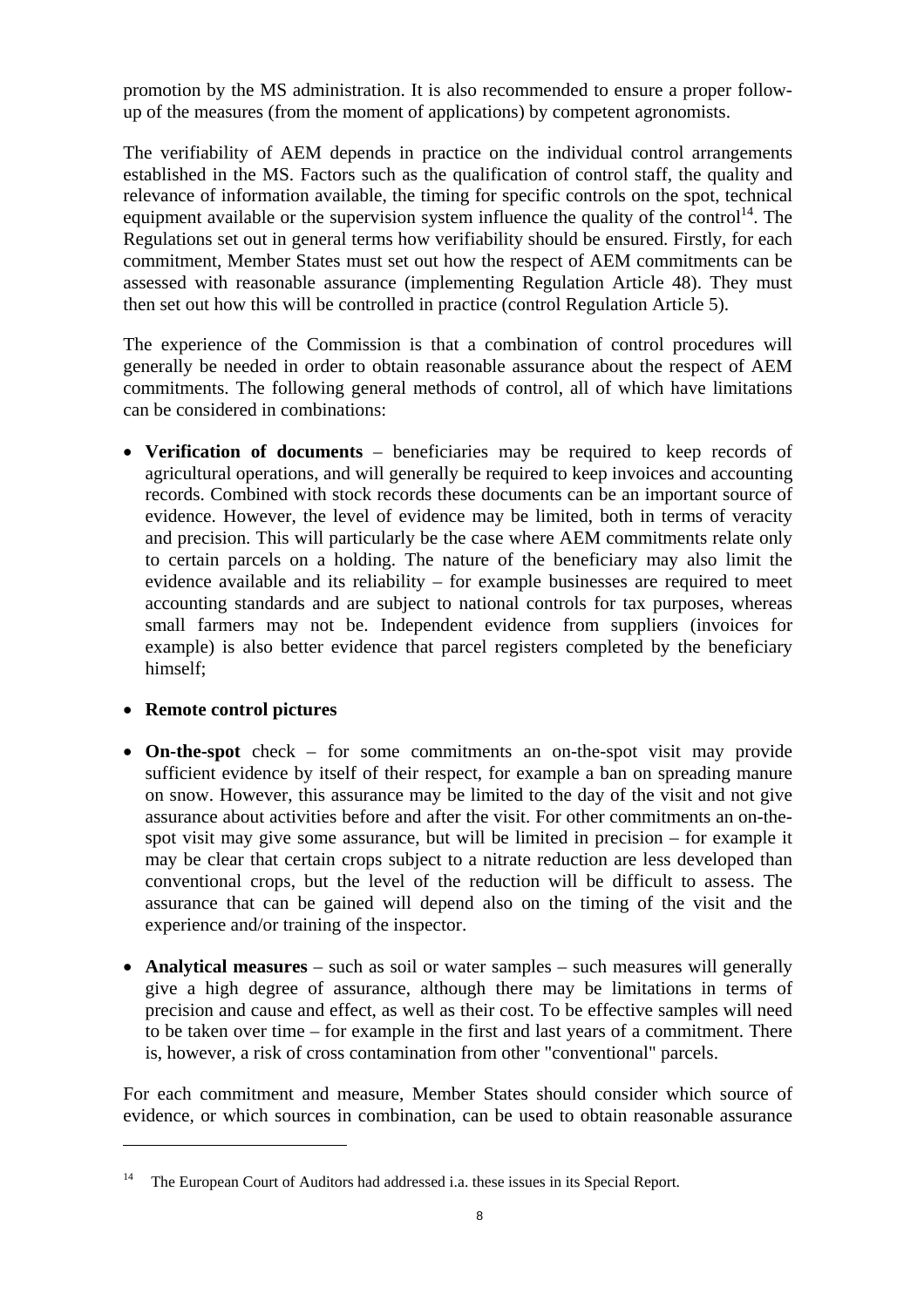promotion by the MS administration. It is also recommended to ensure a proper follow-up of the measures (from the moment of applications) by competent agronomists.

The verifiability of AEM depends in practice on the individual control arrangements established in the MS. Factors such as the qualification of control staff, the quality and relevance of information available, the timing for specific controls on the spot, technical equipment available or the supervision system influence the quality of the control[14]. The Regulations set out in general terms how verifiability should be ensured. Firstly, for each commitment, Member States must set out how the respect of AEM commitments can be assessed with reasonable assurance (implementing Regulation Article 48). They must then set out how this will be controlled in practice (control Regulation Article 5).

The experience of the Commission is that a combination of control procedures will generally be needed in order to obtain reasonable assurance about the respect of AEM commitments. The following general methods of control, all of which have limitations can be considered in combinations:

- **Verification of documents** – beneficiaries may be required to keep records of agricultural operations, and will generally be required to keep invoices and accounting records. Combined with stock records these documents can be an important source of evidence. However, the level of evidence may be limited, both in terms of veracity and precision. This will particularly be the case where AEM commitments relate only to certain parcels on a holding. The nature of the beneficiary may also limit the evidence available and its reliability – for example businesses are required to meet accounting standards and are subject to national controls for tax purposes, whereas small farmers may not be. Independent evidence from suppliers (invoices for example) is also better evidence that parcel registers completed by the beneficiary himself;

- **Remote control pictures**

- **On-the-spot** check – for some commitments an on-the-spot visit may provide sufficient evidence by itself of their respect, for example a ban on spreading manure on snow. However, this assurance may be limited to the day of the visit and not give assurance about activities before and after the visit. For other commitments an on-the-spot visit may give some assurance, but will be limited in precision – for example it may be clear that certain crops subject to a nitrate reduction are less developed than conventional crops, but the level of the reduction will be difficult to assess. The assurance that can be gained will depend also on the timing of the visit and the experience and/or training of the inspector.

- **Analytical measures** – such as soil or water samples – such measures will generally give a high degree of assurance, although there may be limitations in terms of precision and cause and effect, as well as their cost. To be effective samples will need to be taken over time – for example in the first and last years of a commitment. There is, however, a risk of cross contamination from other "conventional" parcels.

For each commitment and measure, Member States should consider which source of evidence, or which sources in combination, can be used to obtain reasonable assurance

---

[14] The European Court of Auditors had addressed i.a. these issues in its Special Report.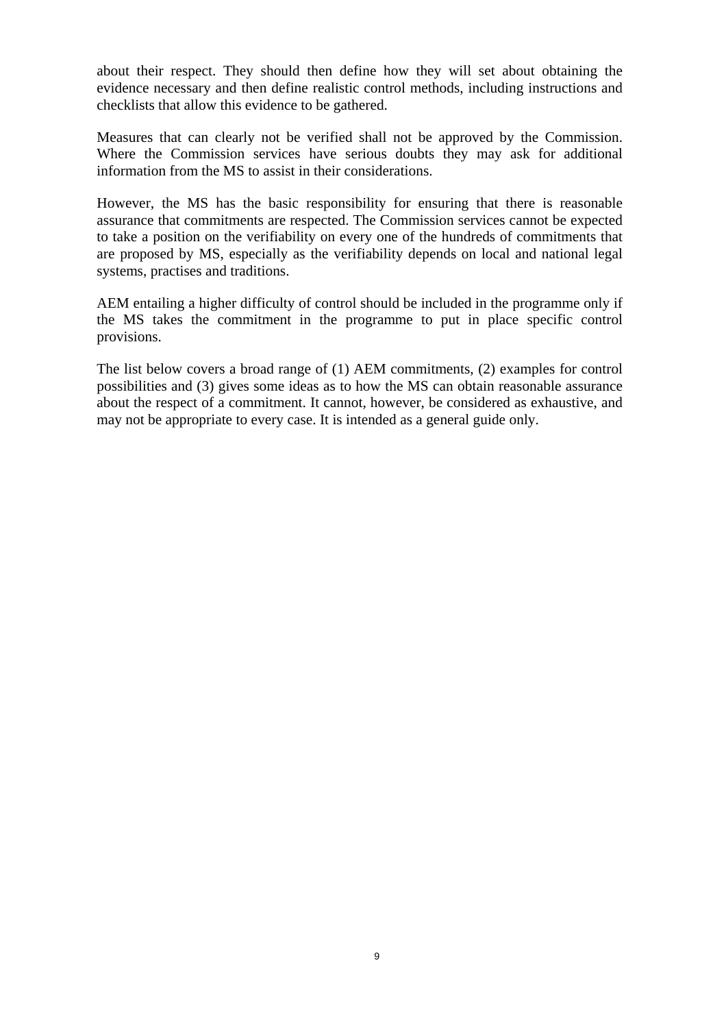about their respect. They should then define how they will set about obtaining the evidence necessary and then define realistic control methods, including instructions and checklists that allow this evidence to be gathered.

Measures that can clearly not be verified shall not be approved by the Commission. Where the Commission services have serious doubts they may ask for additional information from the MS to assist in their considerations.

However, the MS has the basic responsibility for ensuring that there is reasonable assurance that commitments are respected. The Commission services cannot be expected to take a position on the verifiability on every one of the hundreds of commitments that are proposed by MS, especially as the verifiability depends on local and national legal systems, practises and traditions.

AEM entailing a higher difficulty of control should be included in the programme only if the MS takes the commitment in the programme to put in place specific control provisions.

The list below covers a broad range of (1) AEM commitments, (2) examples for control possibilities and (3) gives some ideas as to how the MS can obtain reasonable assurance about the respect of a commitment. It cannot, however, be considered as exhaustive, and may not be appropriate to every case. It is intended as a general guide only.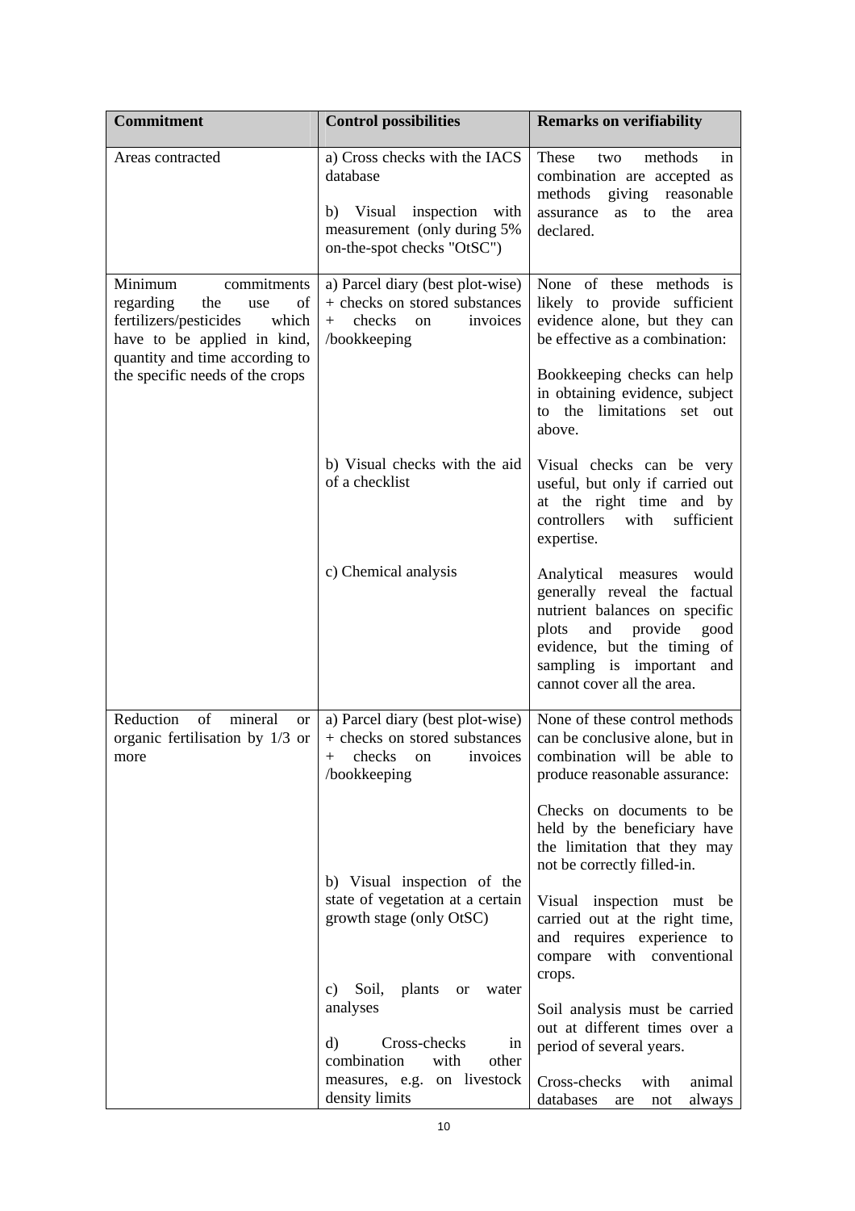| Commitment | Control possibilities | Remarks on verifiability |
|---|---|---|
| Areas contracted | a) Cross checks with the IACS database<br><br>b) Visual inspection with measurement (only during 5% on-the-spot checks "OtSC") | These two methods in combination are accepted as methods giving reasonable assurance as to the area declared. |
| Minimum commitments regarding the use of fertilizers/pesticides which have to be applied in kind, quantity and time according to the specific needs of the crops | a) Parcel diary (best plot-wise) + checks on stored substances + checks on invoices /bookkeeping | None of these methods is likely to provide sufficient evidence alone, but they can be effective as a combination:<br><br>Bookkeeping checks can help in obtaining evidence, subject to the limitations set out above. |
| | b) Visual checks with the aid of a checklist | Visual checks can be very useful, but only if carried out at the right time and by controllers with sufficient expertise. |
| | c) Chemical analysis | Analytical measures would generally reveal the factual nutrient balances on specific plots and provide good evidence, but the timing of sampling is important and cannot cover all the area. |
| Reduction of mineral or organic fertilisation by 1/3 or more | a) Parcel diary (best plot-wise) + checks on stored substances + checks on invoices /bookkeeping | None of these control methods can be conclusive alone, but in combination will be able to produce reasonable assurance:<br><br>Checks on documents to be held by the beneficiary have the limitation that they may not be correctly filled-in. |
| | b) Visual inspection of the state of vegetation at a certain growth stage (only OtSC) | Visual inspection must be carried out at the right time, and requires experience to compare with conventional crops. |
| | c) Soil, plants or water analyses | Soil analysis must be carried out at different times over a period of several years. |
| | d) Cross-checks in combination with other measures, e.g. on livestock density limits | Cross-checks with animal databases are not always |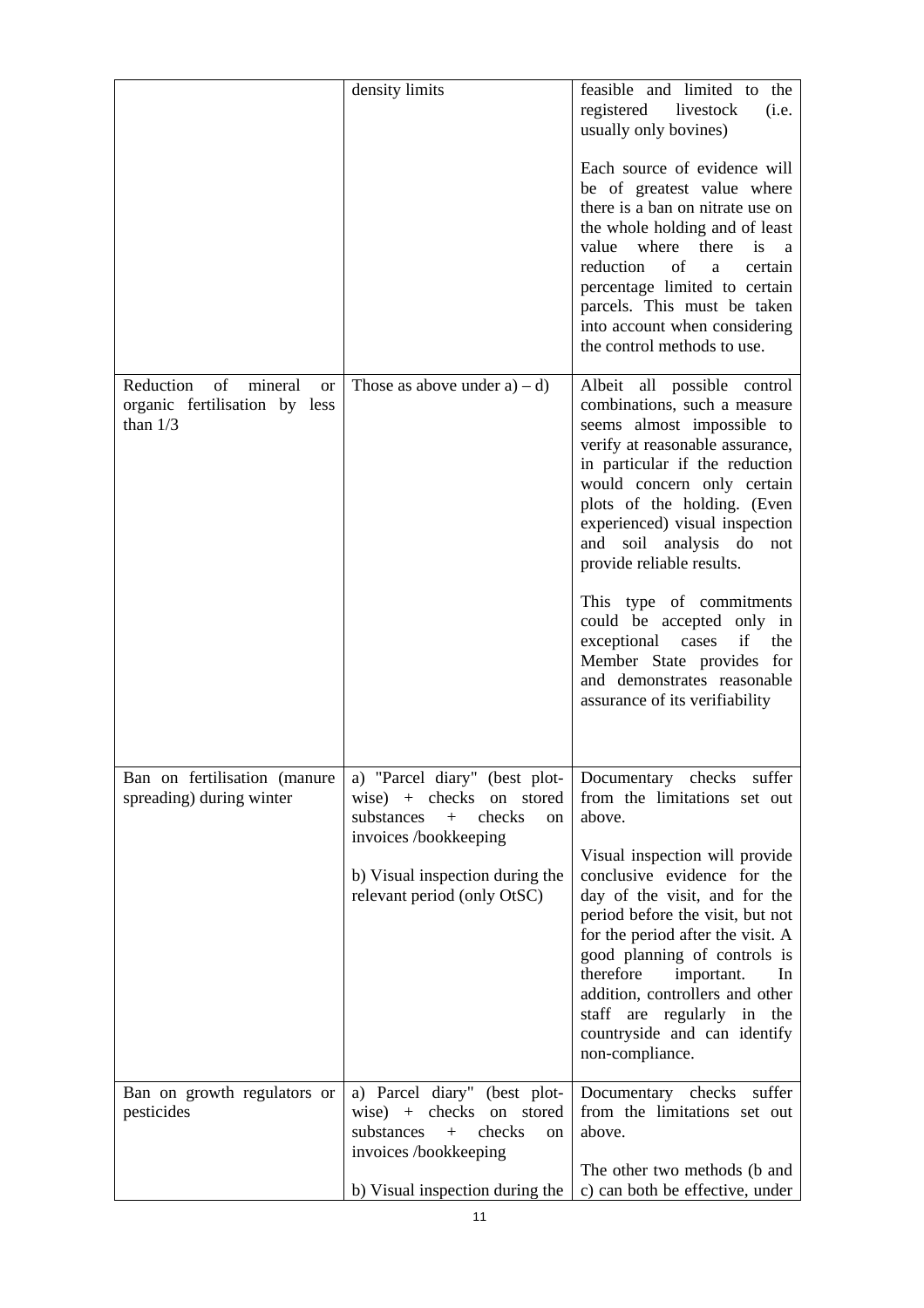| | | |
|---|---|---|
| | density limits | feasible and limited to the registered livestock (i.e. usually only bovines)<br><br>Each source of evidence will be of greatest value where there is a ban on nitrate use on the whole holding and of least value where there is a reduction of a certain percentage limited to certain parcels. This must be taken into account when considering the control methods to use. |
| Reduction of mineral or organic fertilisation by less than 1/3 | Those as above under a) – d) | Albeit all possible control combinations, such a measure seems almost impossible to verify at reasonable assurance, in particular if the reduction would concern only certain plots of the holding. (Even experienced) visual inspection and soil analysis do not provide reliable results.<br><br>This type of commitments could be accepted only in exceptional cases if the Member State provides for and demonstrates reasonable assurance of its verifiability |
| Ban on fertilisation (manure spreading) during winter | a) "Parcel diary" (best plot-wise) + checks on stored substances + checks on invoices /bookkeeping<br><br>b) Visual inspection during the relevant period (only OtSC) | Documentary checks suffer from the limitations set out above.<br><br>Visual inspection will provide conclusive evidence for the day of the visit, and for the period before the visit, but not for the period after the visit. A good planning of controls is therefore important. In addition, controllers and other staff are regularly in the countryside and can identify non-compliance. |
| Ban on growth regulators or pesticides | a) Parcel diary" (best plot-wise) + checks on stored substances + checks on invoices /bookkeeping<br><br>b) Visual inspection during the | Documentary checks suffer from the limitations set out above.<br><br>The other two methods (b and c) can both be effective, under |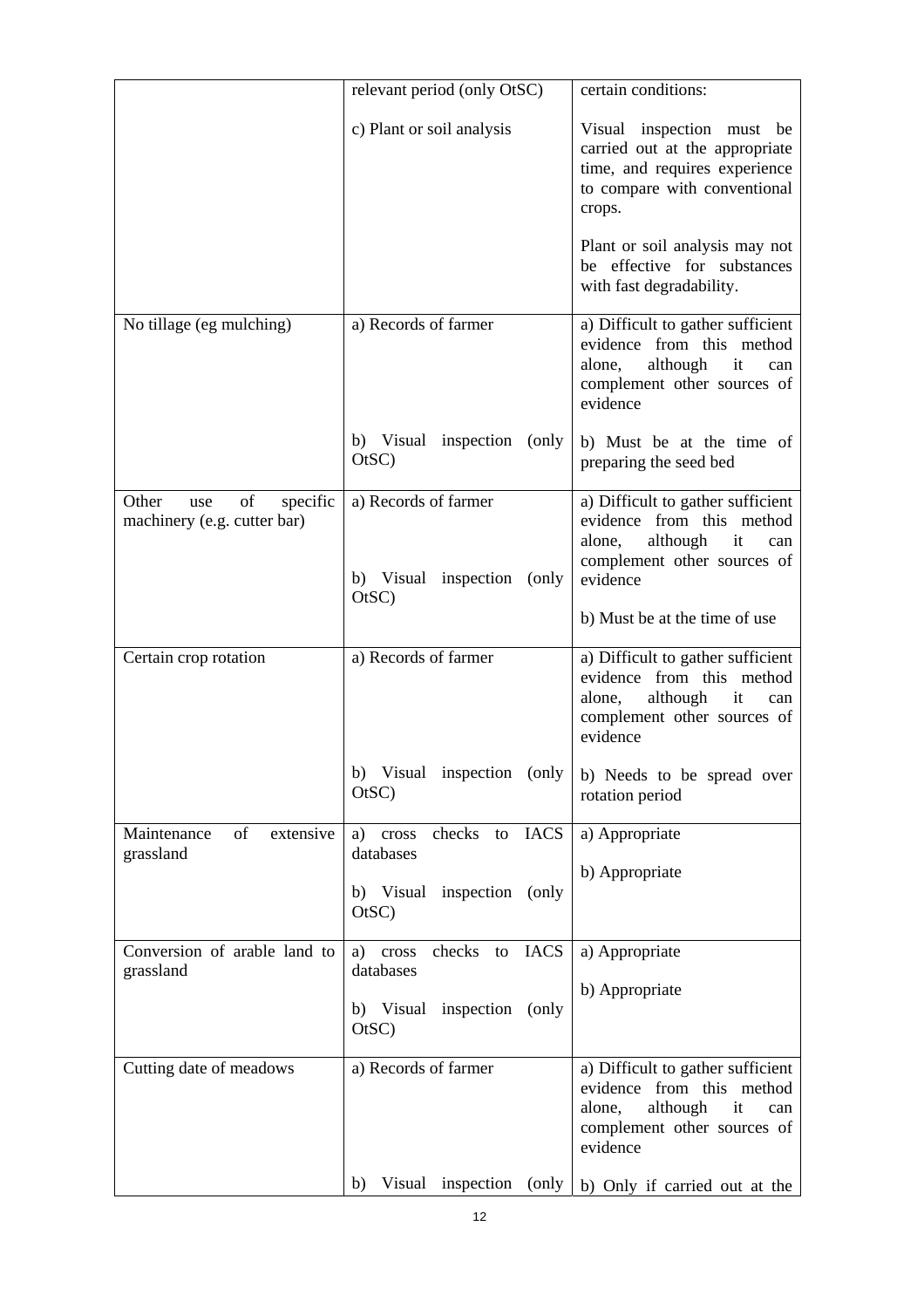| | relevant period (only OtSC)<br><br>c) Plant or soil analysis | certain conditions:<br><br>Visual inspection must be carried out at the appropriate time, and requires experience to compare with conventional crops.<br><br>Plant or soil analysis may not be effective for substances with fast degradability. |
|---|---|---|
| No tillage (eg mulching) | a) Records of farmer<br><br>b) Visual inspection (only OtSC) | a) Difficult to gather sufficient evidence from this method alone, although it can complement other sources of evidence<br><br>b) Must be at the time of preparing the seed bed |
| Other use of specific machinery (e.g. cutter bar) | a) Records of farmer<br><br>b) Visual inspection (only OtSC) | a) Difficult to gather sufficient evidence from this method alone, although it can complement other sources of evidence<br><br>b) Must be at the time of use |
| Certain crop rotation | a) Records of farmer<br><br>b) Visual inspection (only OtSC) | a) Difficult to gather sufficient evidence from this method alone, although it can complement other sources of evidence<br><br>b) Needs to be spread over rotation period |
| Maintenance of extensive grassland | a) cross checks to IACS databases<br><br>b) Visual inspection (only OtSC) | a) Appropriate<br><br>b) Appropriate |
| Conversion of arable land to grassland | a) cross checks to IACS databases<br><br>b) Visual inspection (only OtSC) | a) Appropriate<br><br>b) Appropriate |
| Cutting date of meadows | a) Records of farmer<br><br>b) Visual inspection (only | a) Difficult to gather sufficient evidence from this method alone, although it can complement other sources of evidence<br><br>b) Only if carried out at the |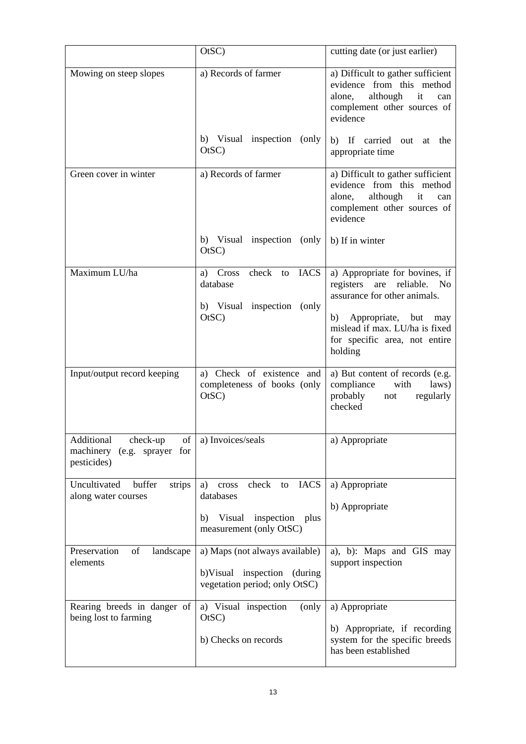|  | OtSC) | cutting date (or just earlier) |
|---|---|---|
| Mowing on steep slopes | a) Records of farmer<br><br>b) Visual inspection (only OtSC) | a) Difficult to gather sufficient evidence from this method alone, although it can complement other sources of evidence<br><br>b) If carried out at the appropriate time |
| Green cover in winter | a) Records of farmer<br><br>b) Visual inspection (only OtSC) | a) Difficult to gather sufficient evidence from this method alone, although it can complement other sources of evidence<br><br>b) If in winter |
| Maximum LU/ha | a) Cross check to IACS database<br><br>b) Visual inspection (only OtSC) | a) Appropriate for bovines, if registers are reliable. No assurance for other animals.<br><br>b) Appropriate, but may mislead if max. LU/ha is fixed for specific area, not entire holding |
| Input/output record keeping | a) Check of existence and completeness of books (only OtSC) | a) But content of records (e.g. compliance with laws) probably not regularly checked |
| Additional check-up of machinery (e.g. sprayer for pesticides) | a) Invoices/seals | a) Appropriate |
| Uncultivated buffer strips along water courses | a) cross check to IACS databases<br><br>b) Visual inspection plus measurement (only OtSC) | a) Appropriate<br><br>b) Appropriate |
| Preservation of landscape elements | a) Maps (not always available)<br><br>b)Visual inspection (during vegetation period; only OtSC) | a), b): Maps and GIS may support inspection |
| Rearing breeds in danger of being lost to farming | a) Visual inspection (only OtSC)<br><br>b) Checks on records | a) Appropriate<br><br>b) Appropriate, if recording system for the specific breeds has been established |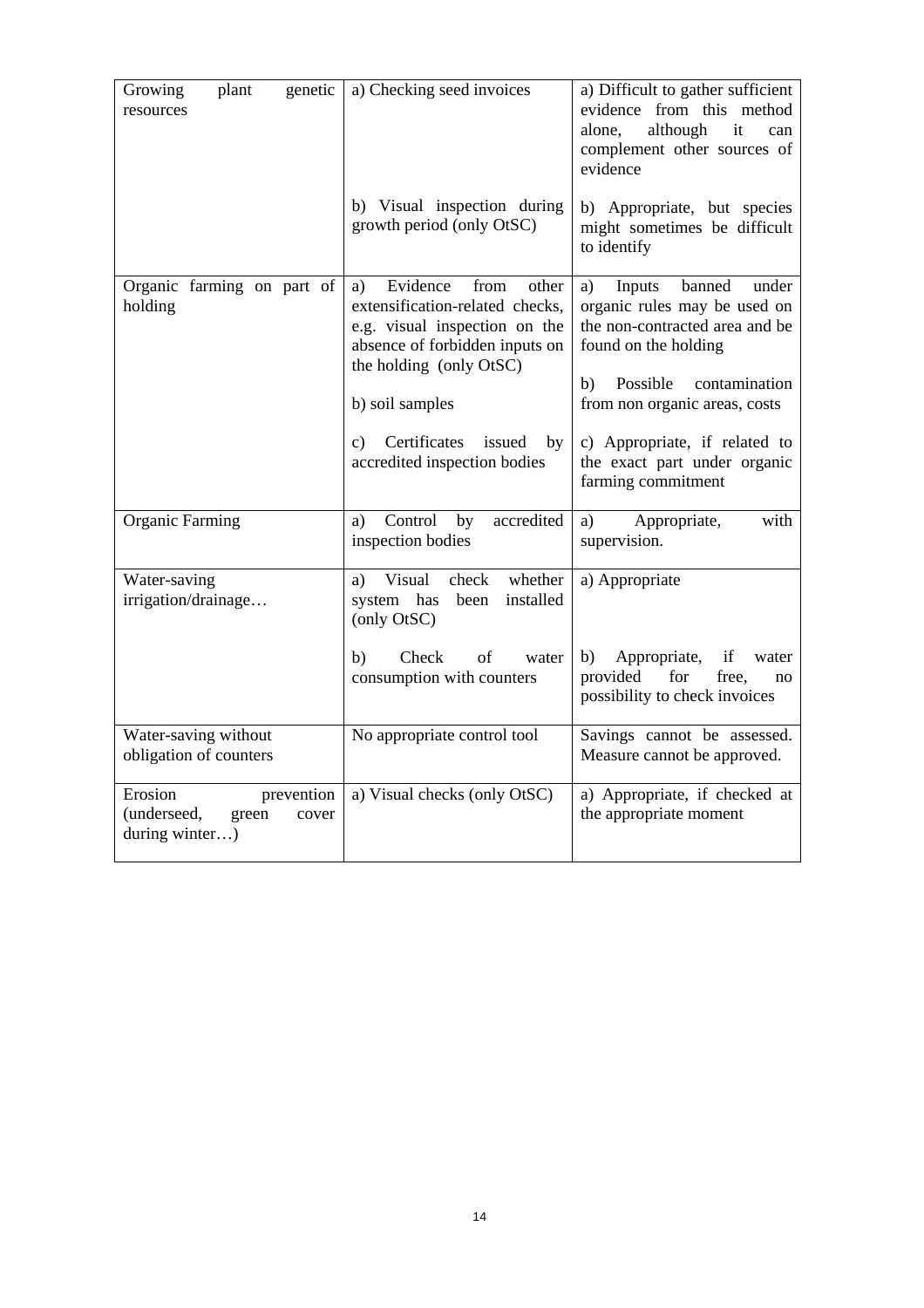| | | |
|---|---|---|
| Growing plant genetic resources | a) Checking seed invoices<br><br>b) Visual inspection during growth period (only OtSC) | a) Difficult to gather sufficient evidence from this method alone, although it can complement other sources of evidence<br><br>b) Appropriate, but species might sometimes be difficult to identify |
| Organic farming on part of holding | a) Evidence from other extensification-related checks, e.g. visual inspection on the absence of forbidden inputs on the holding (only OtSC)<br><br>b) soil samples<br><br>c) Certificates issued by accredited inspection bodies | a) Inputs banned under organic rules may be used on the non-contracted area and be found on the holding<br><br>b) Possible contamination from non organic areas, costs<br><br>c) Appropriate, if related to the exact part under organic farming commitment |
| Organic Farming | a) Control by accredited inspection bodies | a) Appropriate, with supervision. |
| Water-saving irrigation/drainage… | a) Visual check whether system has been installed (only OtSC)<br><br>b) Check of water consumption with counters | a) Appropriate<br><br>b) Appropriate, if water provided for free, no possibility to check invoices |
| Water-saving without obligation of counters | No appropriate control tool | Savings cannot be assessed. Measure cannot be approved. |
| Erosion prevention (underseed, green cover during winter…) | a) Visual checks (only OtSC) | a) Appropriate, if checked at the appropriate moment |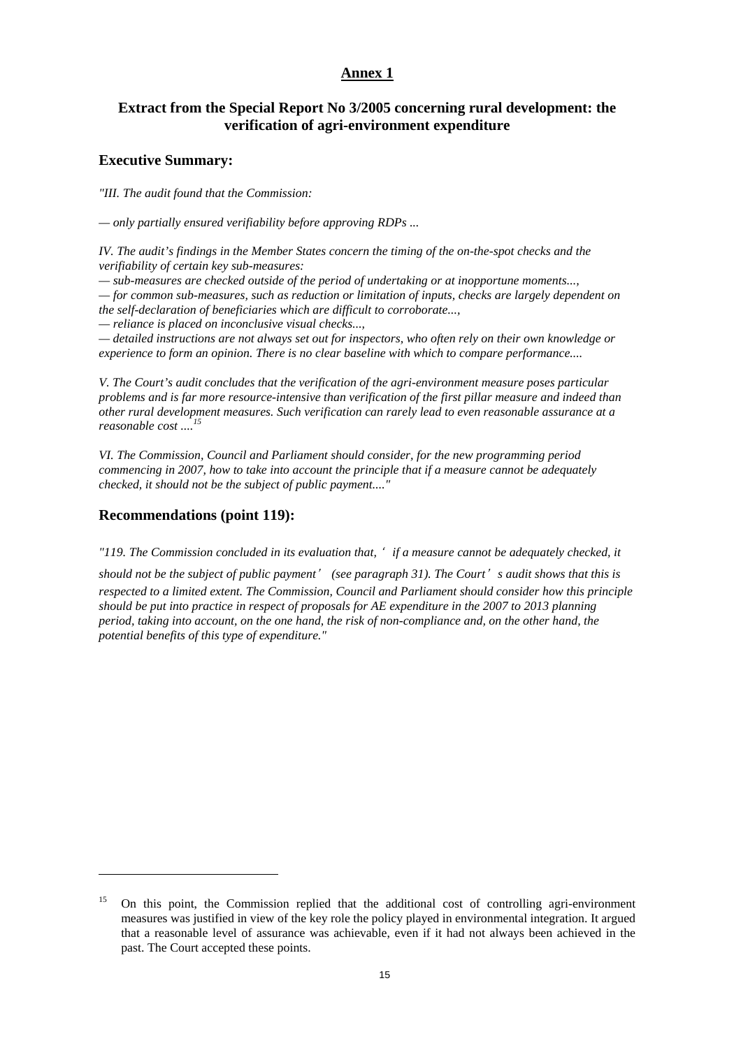## Annex 1

### Extract from the Special Report No 3/2005 concerning rural development: the verification of agri-environment expenditure

### Executive Summary:

*"III. The audit found that the Commission:*

*— only partially ensured verifiability before approving RDPs ...*

*IV. The audit's findings in the Member States concern the timing of the on-the-spot checks and the verifiability of certain key sub-measures:*

*— sub-measures are checked outside of the period of undertaking or at inopportune moments...,*

*— for common sub-measures, such as reduction or limitation of inputs, checks are largely dependent on the self-declaration of beneficiaries which are difficult to corroborate...,*

*— reliance is placed on inconclusive visual checks...,*

*— detailed instructions are not always set out for inspectors, who often rely on their own knowledge or experience to form an opinion. There is no clear baseline with which to compare performance....*

*V. The Court's audit concludes that the verification of the agri-environment measure poses particular problems and is far more resource-intensive than verification of the first pillar measure and indeed than other rural development measures. Such verification can rarely lead to even reasonable assurance at a reasonable cost ....*[15]

*VI. The Commission, Council and Parliament should consider, for the new programming period commencing in 2007, how to take into account the principle that if a measure cannot be adequately checked, it should not be the subject of public payment...."*

### Recommendations (point 119):

*"119. The Commission concluded in its evaluation that, 'if a measure cannot be adequately checked, it should not be the subject of public payment' (see paragraph 31). The Court's audit shows that this is respected to a limited extent. The Commission, Council and Parliament should consider how this principle should be put into practice in respect of proposals for AE expenditure in the 2007 to 2013 planning period, taking into account, on the one hand, the risk of non-compliance and, on the other hand, the potential benefits of this type of expenditure."*

---

[15] On this point, the Commission replied that the additional cost of controlling agri-environment measures was justified in view of the key role the policy played in environmental integration. It argued that a reasonable level of assurance was achievable, even if it had not always been achieved in the past. The Court accepted these points.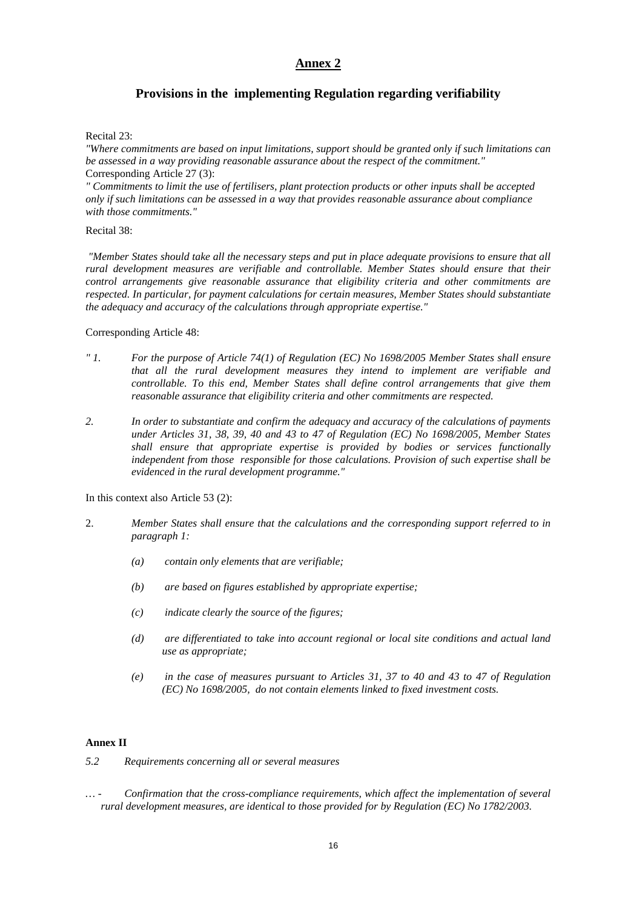# Annex 2

## Provisions in the implementing Regulation regarding verifiability

Recital 23:

*"Where commitments are based on input limitations, support should be granted only if such limitations can be assessed in a way providing reasonable assurance about the respect of the commitment."*

Corresponding Article 27 (3):

*" Commitments to limit the use of fertilisers, plant protection products or other inputs shall be accepted only if such limitations can be assessed in a way that provides reasonable assurance about compliance with those commitments."*

Recital 38:

*"Member States should take all the necessary steps and put in place adequate provisions to ensure that all rural development measures are verifiable and controllable. Member States should ensure that their control arrangements give reasonable assurance that eligibility criteria and other commitments are respected. In particular, for payment calculations for certain measures, Member States should substantiate the adequacy and accuracy of the calculations through appropriate expertise."*

Corresponding Article 48:

*" 1. For the purpose of Article 74(1) of Regulation (EC) No 1698/2005 Member States shall ensure that all the rural development measures they intend to implement are verifiable and controllable. To this end, Member States shall define control arrangements that give them reasonable assurance that eligibility criteria and other commitments are respected.*

*2. In order to substantiate and confirm the adequacy and accuracy of the calculations of payments under Articles 31, 38, 39, 40 and 43 to 47 of Regulation (EC) No 1698/2005, Member States shall ensure that appropriate expertise is provided by bodies or services functionally independent from those responsible for those calculations. Provision of such expertise shall be evidenced in the rural development programme."*

In this context also Article 53 (2):

2. *Member States shall ensure that the calculations and the corresponding support referred to in paragraph 1:*

   *(a) contain only elements that are verifiable;*

   *(b) are based on figures established by appropriate expertise;*

   *(c) indicate clearly the source of the figures;*

   *(d) are differentiated to take into account regional or local site conditions and actual land use as appropriate;*

   *(e) in the case of measures pursuant to Articles 31, 37 to 40 and 43 to 47 of Regulation (EC) No 1698/2005, do not contain elements linked to fixed investment costs.*

**Annex II**

*5.2 Requirements concerning all or several measures*

*… - Confirmation that the cross-compliance requirements, which affect the implementation of several rural development measures, are identical to those provided for by Regulation (EC) No 1782/2003.*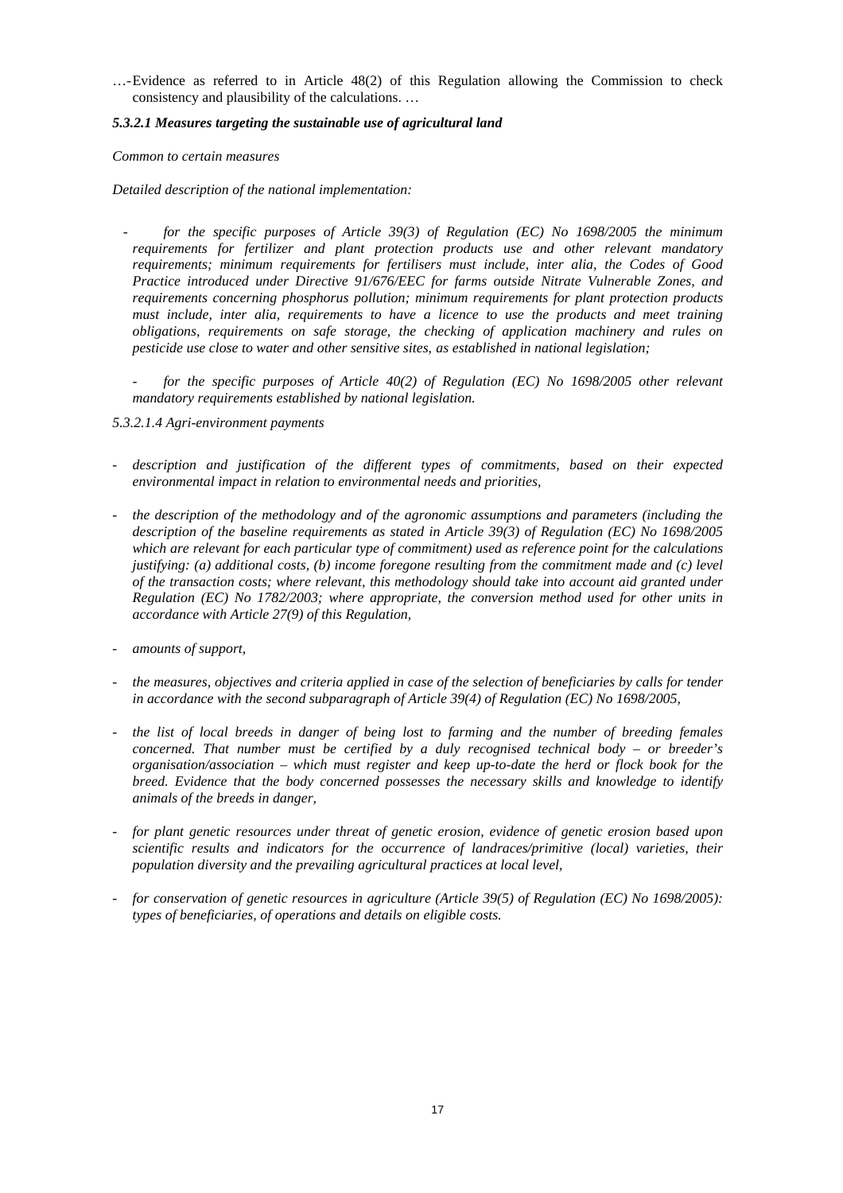…- Evidence as referred to in Article 48(2) of this Regulation allowing the Commission to check consistency and plausibility of the calculations. …

***5.3.2.1 Measures targeting the sustainable use of agricultural land***

*Common to certain measures*

*Detailed description of the national implementation:*

- *for the specific purposes of Article 39(3) of Regulation (EC) No 1698/2005 the minimum requirements for fertilizer and plant protection products use and other relevant mandatory requirements; minimum requirements for fertilisers must include, inter alia, the Codes of Good Practice introduced under Directive 91/676/EEC for farms outside Nitrate Vulnerable Zones, and requirements concerning phosphorus pollution; minimum requirements for plant protection products must include, inter alia, requirements to have a licence to use the products and meet training obligations, requirements on safe storage, the checking of application machinery and rules on pesticide use close to water and other sensitive sites, as established in national legislation;*

- *for the specific purposes of Article 40(2) of Regulation (EC) No 1698/2005 other relevant mandatory requirements established by national legislation.*

*5.3.2.1.4 Agri-environment payments*

- *description and justification of the different types of commitments, based on their expected environmental impact in relation to environmental needs and priorities,*
- *the description of the methodology and of the agronomic assumptions and parameters (including the description of the baseline requirements as stated in Article 39(3) of Regulation (EC) No 1698/2005 which are relevant for each particular type of commitment) used as reference point for the calculations justifying: (a) additional costs, (b) income foregone resulting from the commitment made and (c) level of the transaction costs; where relevant, this methodology should take into account aid granted under Regulation (EC) No 1782/2003; where appropriate, the conversion method used for other units in accordance with Article 27(9) of this Regulation,*
- *amounts of support,*
- *the measures, objectives and criteria applied in case of the selection of beneficiaries by calls for tender in accordance with the second subparagraph of Article 39(4) of Regulation (EC) No 1698/2005,*
- *the list of local breeds in danger of being lost to farming and the number of breeding females concerned. That number must be certified by a duly recognised technical body – or breeder's organisation/association – which must register and keep up-to-date the herd or flock book for the breed. Evidence that the body concerned possesses the necessary skills and knowledge to identify animals of the breeds in danger,*
- *for plant genetic resources under threat of genetic erosion, evidence of genetic erosion based upon scientific results and indicators for the occurrence of landraces/primitive (local) varieties, their population diversity and the prevailing agricultural practices at local level,*
- *for conservation of genetic resources in agriculture (Article 39(5) of Regulation (EC) No 1698/2005): types of beneficiaries, of operations and details on eligible costs.*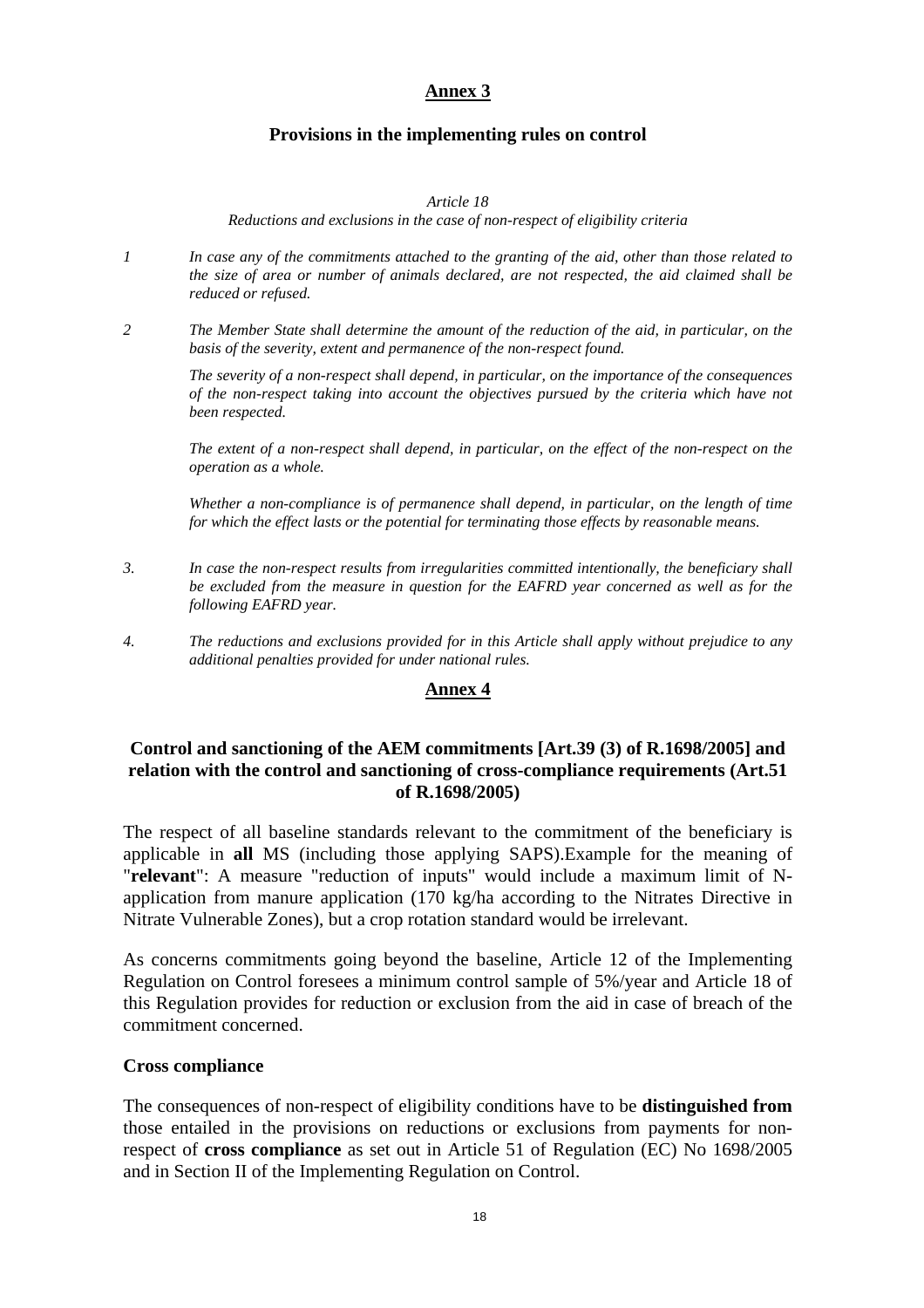## Annex 3

### Provisions in the implementing rules on control

*Article 18*

*Reductions and exclusions in the case of non-respect of eligibility criteria*

1. *In case any of the commitments attached to the granting of the aid, other than those related to the size of area or number of animals declared, are not respected, the aid claimed shall be reduced or refused.*

2. *The Member State shall determine the amount of the reduction of the aid, in particular, on the basis of the severity, extent and permanence of the non-respect found.*

   *The severity of a non-respect shall depend, in particular, on the importance of the consequences of the non-respect taking into account the objectives pursued by the criteria which have not been respected.*

   *The extent of a non-respect shall depend, in particular, on the effect of the non-respect on the operation as a whole.*

   *Whether a non-compliance is of permanence shall depend, in particular, on the length of time for which the effect lasts or the potential for terminating those effects by reasonable means.*

3. *In case the non-respect results from irregularities committed intentionally, the beneficiary shall be excluded from the measure in question for the EAFRD year concerned as well as for the following EAFRD year.*

4. *The reductions and exclusions provided for in this Article shall apply without prejudice to any additional penalties provided for under national rules.*

## Annex 4

### Control and sanctioning of the AEM commitments [Art.39 (3) of R.1698/2005] and relation with the control and sanctioning of cross-compliance requirements (Art.51 of R.1698/2005)

The respect of all baseline standards relevant to the commitment of the beneficiary is applicable in **all** MS (including those applying SAPS).Example for the meaning of "**relevant**": A measure "reduction of inputs" would include a maximum limit of N-application from manure application (170 kg/ha according to the Nitrates Directive in Nitrate Vulnerable Zones), but a crop rotation standard would be irrelevant.

As concerns commitments going beyond the baseline, Article 12 of the Implementing Regulation on Control foresees a minimum control sample of 5%/year and Article 18 of this Regulation provides for reduction or exclusion from the aid in case of breach of the commitment concerned.

**Cross compliance**

The consequences of non-respect of eligibility conditions have to be **distinguished from** those entailed in the provisions on reductions or exclusions from payments for non-respect of **cross compliance** as set out in Article 51 of Regulation (EC) No 1698/2005 and in Section II of the Implementing Regulation on Control.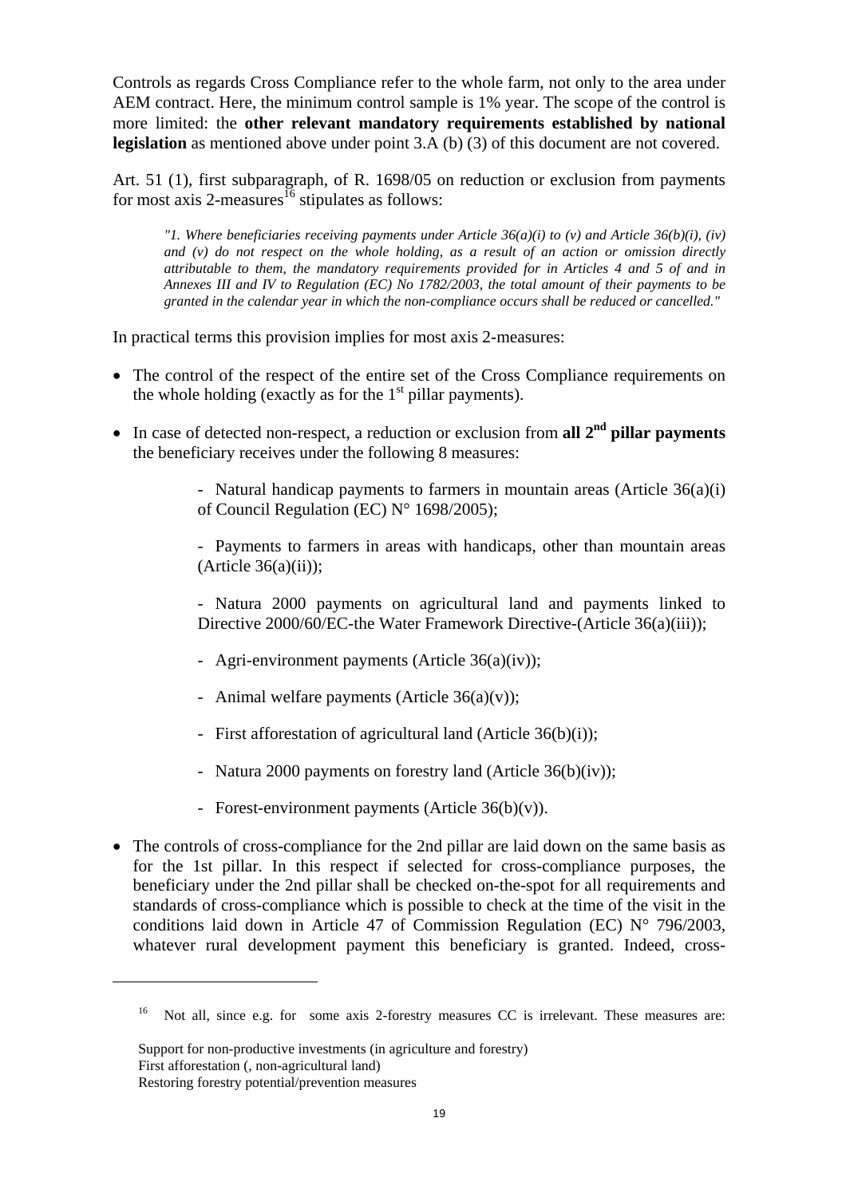Controls as regards Cross Compliance refer to the whole farm, not only to the area under AEM contract. Here, the minimum control sample is 1% year. The scope of the control is more limited: the **other relevant mandatory requirements established by national legislation** as mentioned above under point 3.A (b) (3) of this document are not covered.

Art. 51 (1), first subparagraph, of R. 1698/05 on reduction or exclusion from payments for most axis 2-measures[16] stipulates as follows:

> *"1. Where beneficiaries receiving payments under Article 36(a)(i) to (v) and Article 36(b)(i), (iv) and (v) do not respect on the whole holding, as a result of an action or omission directly attributable to them, the mandatory requirements provided for in Articles 4 and 5 of and in Annexes III and IV to Regulation (EC) No 1782/2003, the total amount of their payments to be granted in the calendar year in which the non-compliance occurs shall be reduced or cancelled."*

In practical terms this provision implies for most axis 2-measures:

- The control of the respect of the entire set of the Cross Compliance requirements on the whole holding (exactly as for the 1st pillar payments).
- In case of detected non-respect, a reduction or exclusion from **all 2nd pillar payments** the beneficiary receives under the following 8 measures:

  - Natural handicap payments to farmers in mountain areas (Article 36(a)(i) of Council Regulation (EC) N° 1698/2005);
  - Payments to farmers in areas with handicaps, other than mountain areas (Article 36(a)(ii));
  - Natura 2000 payments on agricultural land and payments linked to Directive 2000/60/EC-the Water Framework Directive-(Article 36(a)(iii));
  - Agri-environment payments (Article 36(a)(iv));
  - Animal welfare payments (Article 36(a)(v));
  - First afforestation of agricultural land (Article 36(b)(i));
  - Natura 2000 payments on forestry land (Article 36(b)(iv));
  - Forest-environment payments (Article 36(b)(v)).

- The controls of cross-compliance for the 2nd pillar are laid down on the same basis as for the 1st pillar. In this respect if selected for cross-compliance purposes, the beneficiary under the 2nd pillar shall be checked on-the-spot for all requirements and standards of cross-compliance which is possible to check at the time of the visit in the conditions laid down in Article 47 of Commission Regulation (EC) N° 796/2003, whatever rural development payment this beneficiary is granted. Indeed, cross-

---

[16] Not all, since e.g. for some axis 2-forestry measures CC is irrelevant. These measures are:

Support for non-productive investments (in agriculture and forestry)
First afforestation (, non-agricultural land)
Restoring forestry potential/prevention measures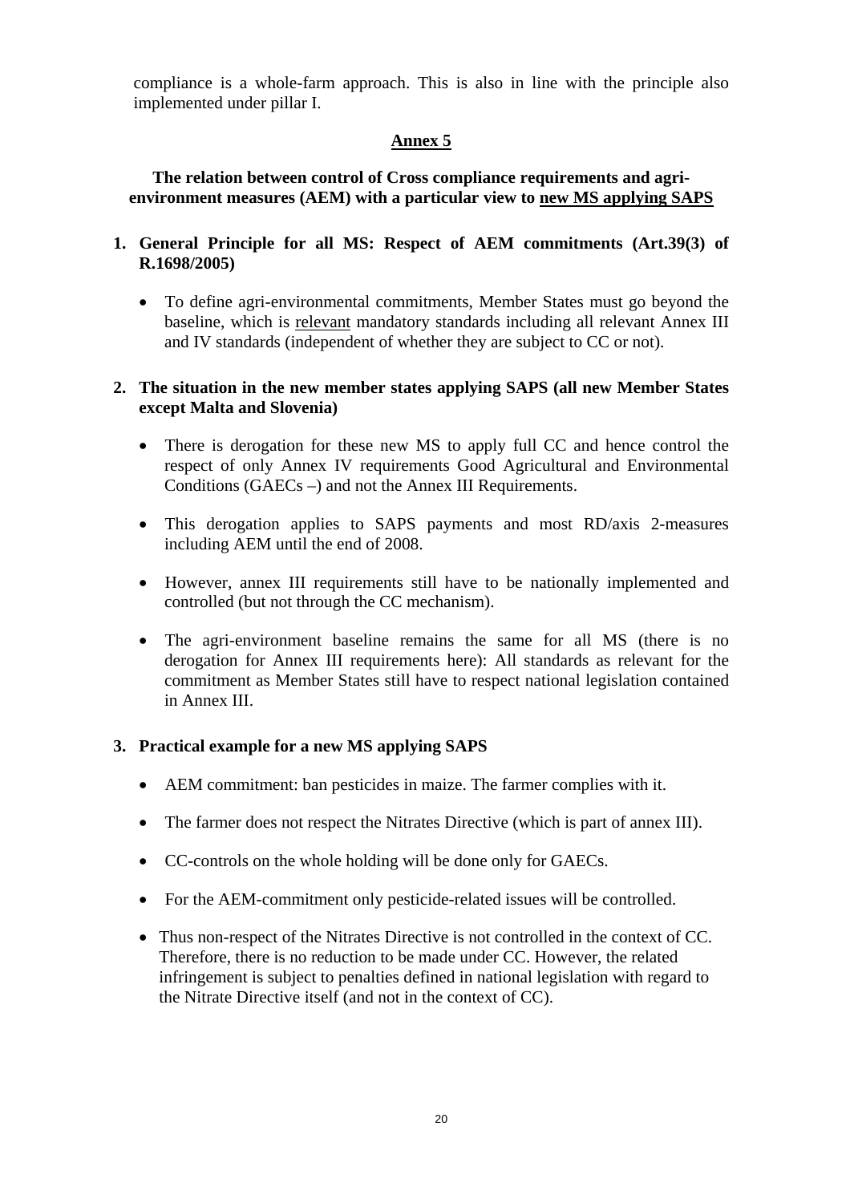compliance is a whole-farm approach. This is also in line with the principle also implemented under pillar I.

## Annex 5

### The relation between control of Cross compliance requirements and agri-environment measures (AEM) with a particular view to new MS applying SAPS

**1. General Principle for all MS: Respect of AEM commitments (Art.39(3) of R.1698/2005)**

- To define agri-environmental commitments, Member States must go beyond the baseline, which is relevant mandatory standards including all relevant Annex III and IV standards (independent of whether they are subject to CC or not).

**2. The situation in the new member states applying SAPS (all new Member States except Malta and Slovenia)**

- There is derogation for these new MS to apply full CC and hence control the respect of only Annex IV requirements Good Agricultural and Environmental Conditions (GAECs –) and not the Annex III Requirements.
- This derogation applies to SAPS payments and most RD/axis 2-measures including AEM until the end of 2008.
- However, annex III requirements still have to be nationally implemented and controlled (but not through the CC mechanism).
- The agri-environment baseline remains the same for all MS (there is no derogation for Annex III requirements here): All standards as relevant for the commitment as Member States still have to respect national legislation contained in Annex III.

**3. Practical example for a new MS applying SAPS**

- AEM commitment: ban pesticides in maize. The farmer complies with it.
- The farmer does not respect the Nitrates Directive (which is part of annex III).
- CC-controls on the whole holding will be done only for GAECs.
- For the AEM-commitment only pesticide-related issues will be controlled.
- Thus non-respect of the Nitrates Directive is not controlled in the context of CC. Therefore, there is no reduction to be made under CC. However, the related infringement is subject to penalties defined in national legislation with regard to the Nitrate Directive itself (and not in the context of CC).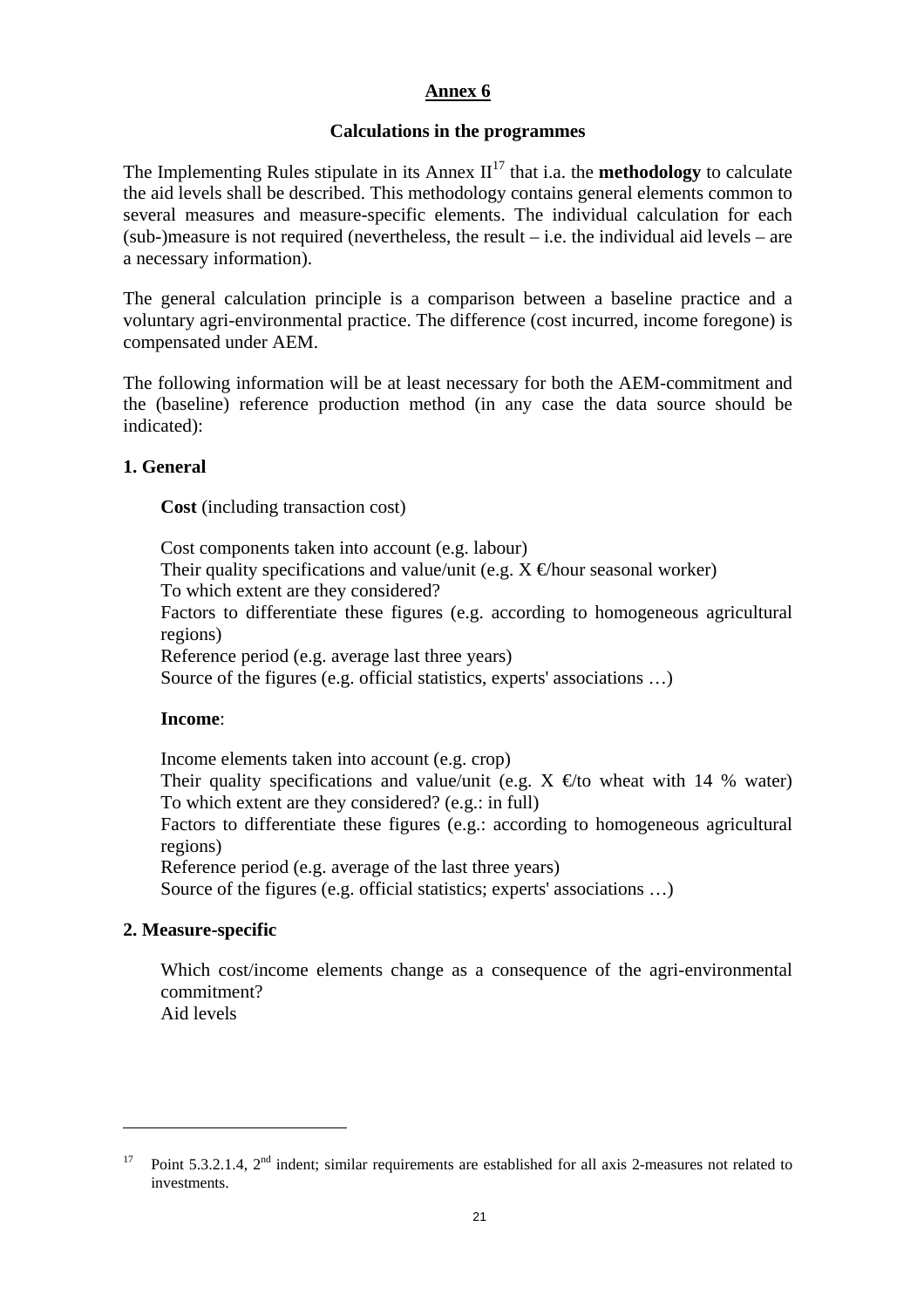# Annex 6

## Calculations in the programmes

The Implementing Rules stipulate in its Annex II[17] that i.a. the **methodology** to calculate the aid levels shall be described. This methodology contains general elements common to several measures and measure-specific elements. The individual calculation for each (sub-)measure is not required (nevertheless, the result – i.e. the individual aid levels – are a necessary information).

The general calculation principle is a comparison between a baseline practice and a voluntary agri-environmental practice. The difference (cost incurred, income foregone) is compensated under AEM.

The following information will be at least necessary for both the AEM-commitment and the (baseline) reference production method (in any case the data source should be indicated):

### 1. General

**Cost** (including transaction cost)

Cost components taken into account (e.g. labour)
Their quality specifications and value/unit (e.g. X €/hour seasonal worker)
To which extent are they considered?
Factors to differentiate these figures (e.g. according to homogeneous agricultural regions)
Reference period (e.g. average last three years)
Source of the figures (e.g. official statistics, experts' associations …)

**Income**:

Income elements taken into account (e.g. crop)
Their quality specifications and value/unit (e.g. X €/to wheat with 14 % water)
To which extent are they considered? (e.g.: in full)
Factors to differentiate these figures (e.g.: according to homogeneous agricultural regions)
Reference period (e.g. average of the last three years)
Source of the figures (e.g. official statistics; experts' associations …)

### 2. Measure-specific

Which cost/income elements change as a consequence of the agri-environmental commitment?
Aid levels

---

[17] Point 5.3.2.1.4, 2nd indent; similar requirements are established for all axis 2-measures not related to investments.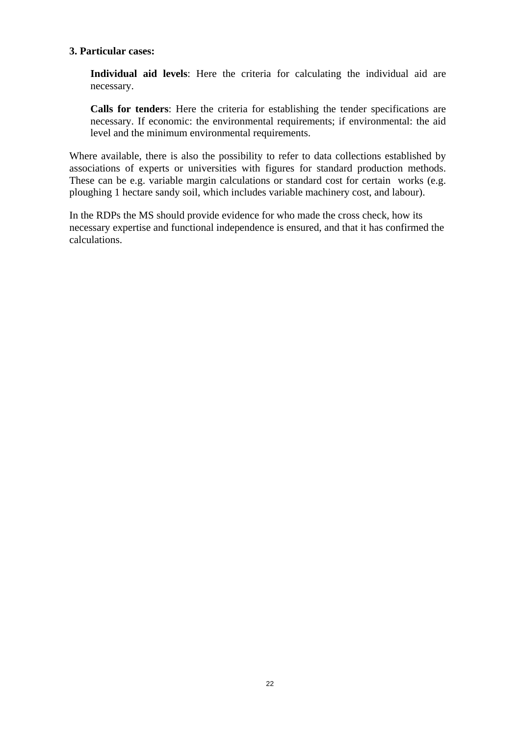**3. Particular cases:**

**Individual aid levels**: Here the criteria for calculating the individual aid are necessary.

**Calls for tenders**: Here the criteria for establishing the tender specifications are necessary. If economic: the environmental requirements; if environmental: the aid level and the minimum environmental requirements.

Where available, there is also the possibility to refer to data collections established by associations of experts or universities with figures for standard production methods. These can be e.g. variable margin calculations or standard cost for certain works (e.g. ploughing 1 hectare sandy soil, which includes variable machinery cost, and labour).

In the RDPs the MS should provide evidence for who made the cross check, how its necessary expertise and functional independence is ensured, and that it has confirmed the calculations.